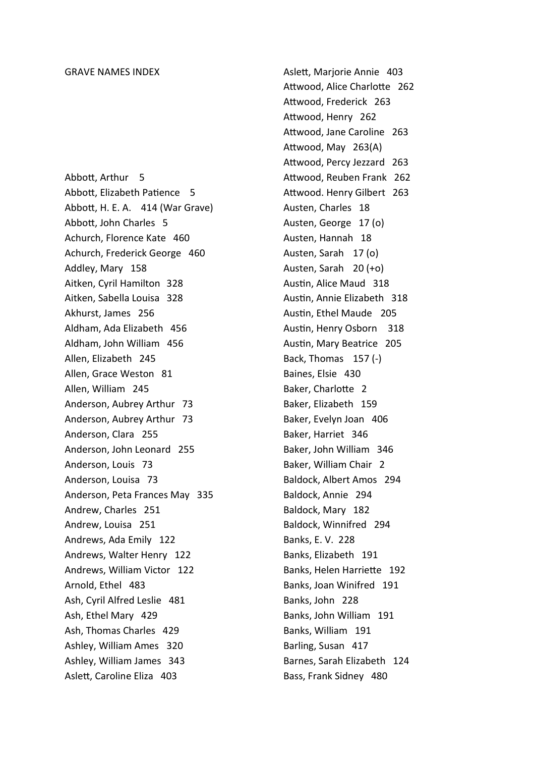# GRAVE NAMES INDEX

Abbott, Arthur 5
Abbott, Elizabeth Patience 5
Abbott, H. E. A. 414 (War Grave)
Abbott, John Charles 5
Achurch, Florence Kate 460
Achurch, Frederick George 460
Addley, Mary 158
Aitken, Cyril Hamilton 328
Aitken, Sabella Louisa 328
Akhurst, James 256
Aldham, Ada Elizabeth 456
Aldham, John William 456
Allen, Elizabeth 245
Allen, Grace Weston 81
Allen, William 245
Anderson, Aubrey Arthur 73
Anderson, Aubrey Arthur 73
Anderson, Clara 255
Anderson, John Leonard 255
Anderson, Louis 73
Anderson, Louisa 73
Anderson, Peta Frances May 335
Andrew, Charles 251
Andrew, Louisa 251
Andrews, Ada Emily 122
Andrews, Walter Henry 122
Andrews, William Victor 122
Arnold, Ethel 483
Ash, Cyril Alfred Leslie 481
Ash, Ethel Mary 429
Ash, Thomas Charles 429
Ashley, William Ames 320
Ashley, William James 343
Aslett, Caroline Eliza 403
Aslett, Marjorie Annie 403
Attwood, Alice Charlotte 262
Attwood, Frederick 263
Attwood, Henry 262
Attwood, Jane Caroline 263
Attwood, May 263(A)
Attwood, Percy Jezzard 263
Attwood, Reuben Frank 262
Attwood. Henry Gilbert 263
Austen, Charles 18
Austen, George 17 (o)
Austen, Hannah 18
Austen, Sarah 17 (o)
Austen, Sarah 20 (+o)
Austin, Alice Maud 318
Austin, Annie Elizabeth 318
Austin, Ethel Maude 205
Austin, Henry Osborn 318
Austin, Mary Beatrice 205
Back, Thomas 157 (-)
Baines, Elsie 430
Baker, Charlotte 2
Baker, Elizabeth 159
Baker, Evelyn Joan 406
Baker, Harriet 346
Baker, John William 346
Baker, William Chair 2
Baldock, Albert Amos 294
Baldock, Annie 294
Baldock, Mary 182
Baldock, Winnifred 294
Banks, E. V. 228
Banks, Elizabeth 191
Banks, Helen Harriette 192
Banks, Joan Winifred 191
Banks, John 228
Banks, John William 191
Banks, William 191
Barling, Susan 417
Barnes, Sarah Elizabeth 124
Bass, Frank Sidney 480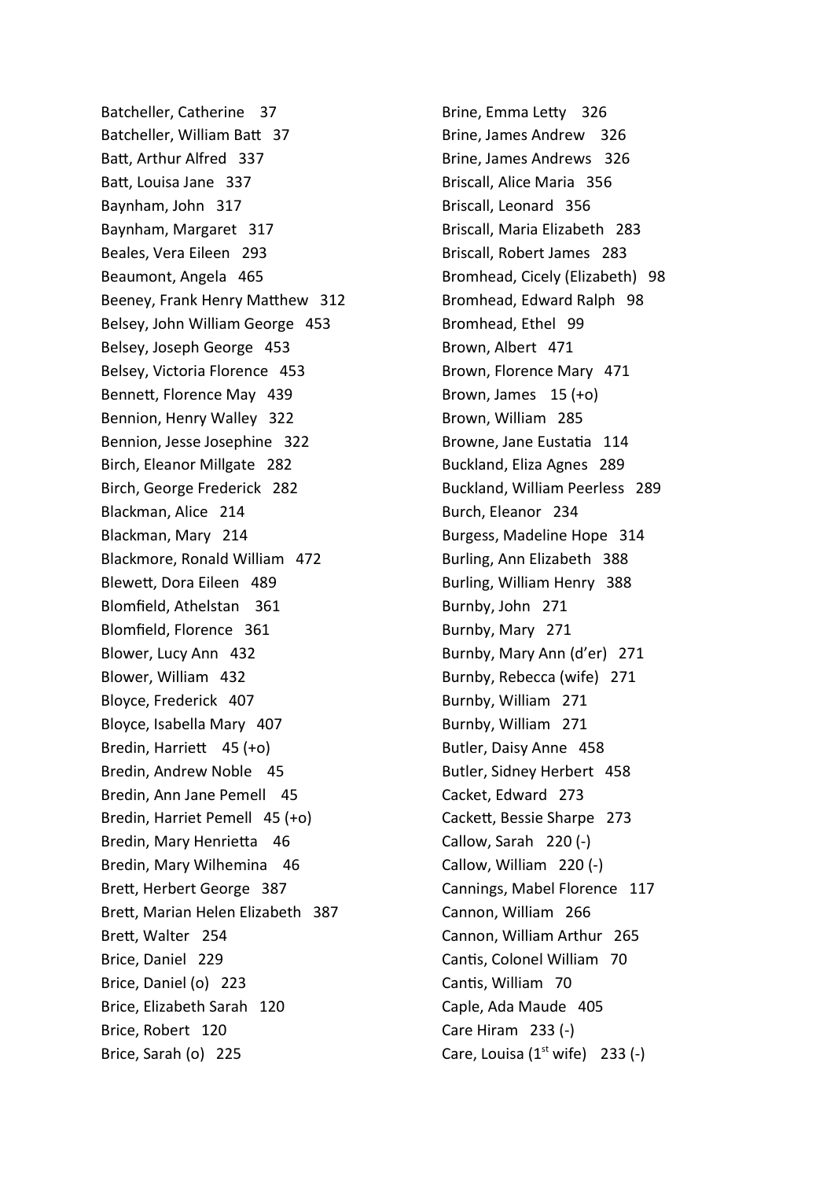Batcheller, Catherine 37
Batcheller, William Batt 37
Batt, Arthur Alfred 337
Batt, Louisa Jane 337
Baynham, John 317
Baynham, Margaret 317
Beales, Vera Eileen 293
Beaumont, Angela 465
Beeney, Frank Henry Matthew 312
Belsey, John William George 453
Belsey, Joseph George 453
Belsey, Victoria Florence 453
Bennett, Florence May 439
Bennion, Henry Walley 322
Bennion, Jesse Josephine 322
Birch, Eleanor Millgate 282
Birch, George Frederick 282
Blackman, Alice 214
Blackman, Mary 214
Blackmore, Ronald William 472
Blewett, Dora Eileen 489
Blomfield, Athelstan 361
Blomfield, Florence 361
Blower, Lucy Ann 432
Blower, William 432
Bloyce, Frederick 407
Bloyce, Isabella Mary 407
Bredin, Harriett 45 (+o)
Bredin, Andrew Noble 45
Bredin, Ann Jane Pemell 45
Bredin, Harriet Pemell 45 (+o)
Bredin, Mary Henrietta 46
Bredin, Mary Wilhemina 46
Brett, Herbert George 387
Brett, Marian Helen Elizabeth 387
Brett, Walter 254
Brice, Daniel 229
Brice, Daniel (o) 223
Brice, Elizabeth Sarah 120
Brice, Robert 120
Brice, Sarah (o) 225
Brine, Emma Letty 326
Brine, James Andrew 326
Brine, James Andrews 326
Briscall, Alice Maria 356
Briscall, Leonard 356
Briscall, Maria Elizabeth 283
Briscall, Robert James 283
Bromhead, Cicely (Elizabeth) 98
Bromhead, Edward Ralph 98
Bromhead, Ethel 99
Brown, Albert 471
Brown, Florence Mary 471
Brown, James 15 (+o)
Brown, William 285
Browne, Jane Eustatia 114
Buckland, Eliza Agnes 289
Buckland, William Peerless 289
Burch, Eleanor 234
Burgess, Madeline Hope 314
Burling, Ann Elizabeth 388
Burling, William Henry 388
Burnby, John 271
Burnby, Mary 271
Burnby, Mary Ann (d'er) 271
Burnby, Rebecca (wife) 271
Burnby, William 271
Burnby, William 271
Butler, Daisy Anne 458
Butler, Sidney Herbert 458
Cacket, Edward 273
Cackett, Bessie Sharpe 273
Callow, Sarah 220 (-)
Callow, William 220 (-)
Cannings, Mabel Florence 117
Cannon, William 266
Cannon, William Arthur 265
Cantis, Colonel William 70
Cantis, William 70
Caple, Ada Maude 405
Care Hiram 233 (-)
Care, Louisa (1st wife) 233 (-)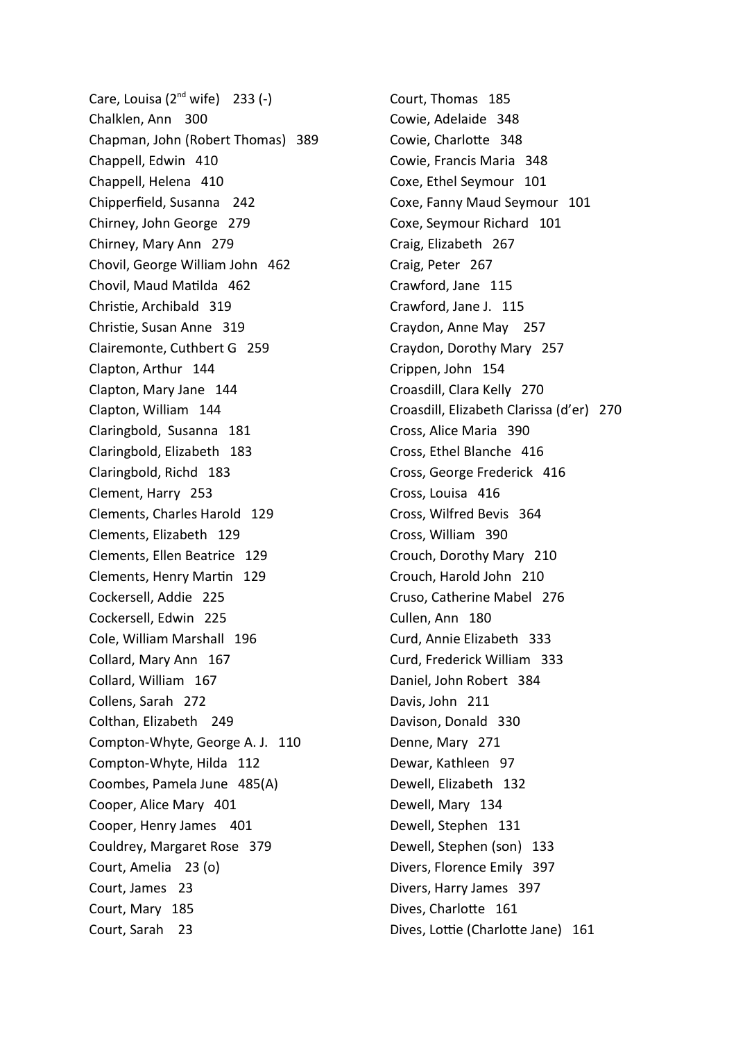Care, Louisa (2nd wife) 233 (-)
Chalklen, Ann 300
Chapman, John (Robert Thomas) 389
Chappell, Edwin 410
Chappell, Helena 410
Chipperfield, Susanna 242
Chirney, John George 279
Chirney, Mary Ann 279
Chovil, George William John 462
Chovil, Maud Matilda 462
Christie, Archibald 319
Christie, Susan Anne 319
Clairemonte, Cuthbert G 259
Clapton, Arthur 144
Clapton, Mary Jane 144
Clapton, William 144
Claringbold, Susanna 181
Claringbold, Elizabeth 183
Claringbold, Richd 183
Clement, Harry 253
Clements, Charles Harold 129
Clements, Elizabeth 129
Clements, Ellen Beatrice 129
Clements, Henry Martin 129
Cockersell, Addie 225
Cockersell, Edwin 225
Cole, William Marshall 196
Collard, Mary Ann 167
Collard, William 167
Collens, Sarah 272
Colthan, Elizabeth 249
Compton-Whyte, George A. J. 110
Compton-Whyte, Hilda 112
Coombes, Pamela June 485(A)
Cooper, Alice Mary 401
Cooper, Henry James 401
Couldrey, Margaret Rose 379
Court, Amelia 23 (o)
Court, James 23
Court, Mary 185
Court, Sarah 23
Court, Thomas 185
Cowie, Adelaide 348
Cowie, Charlotte 348
Cowie, Francis Maria 348
Coxe, Ethel Seymour 101
Coxe, Fanny Maud Seymour 101
Coxe, Seymour Richard 101
Craig, Elizabeth 267
Craig, Peter 267
Crawford, Jane 115
Crawford, Jane J. 115
Craydon, Anne May 257
Craydon, Dorothy Mary 257
Crippen, John 154
Croasdill, Clara Kelly 270
Croasdill, Elizabeth Clarissa (d'er) 270
Cross, Alice Maria 390
Cross, Ethel Blanche 416
Cross, George Frederick 416
Cross, Louisa 416
Cross, Wilfred Bevis 364
Cross, William 390
Crouch, Dorothy Mary 210
Crouch, Harold John 210
Cruso, Catherine Mabel 276
Cullen, Ann 180
Curd, Annie Elizabeth 333
Curd, Frederick William 333
Daniel, John Robert 384
Davis, John 211
Davison, Donald 330
Denne, Mary 271
Dewar, Kathleen 97
Dewell, Elizabeth 132
Dewell, Mary 134
Dewell, Stephen 131
Dewell, Stephen (son) 133
Divers, Florence Emily 397
Divers, Harry James 397
Dives, Charlotte 161
Dives, Lottie (Charlotte Jane) 161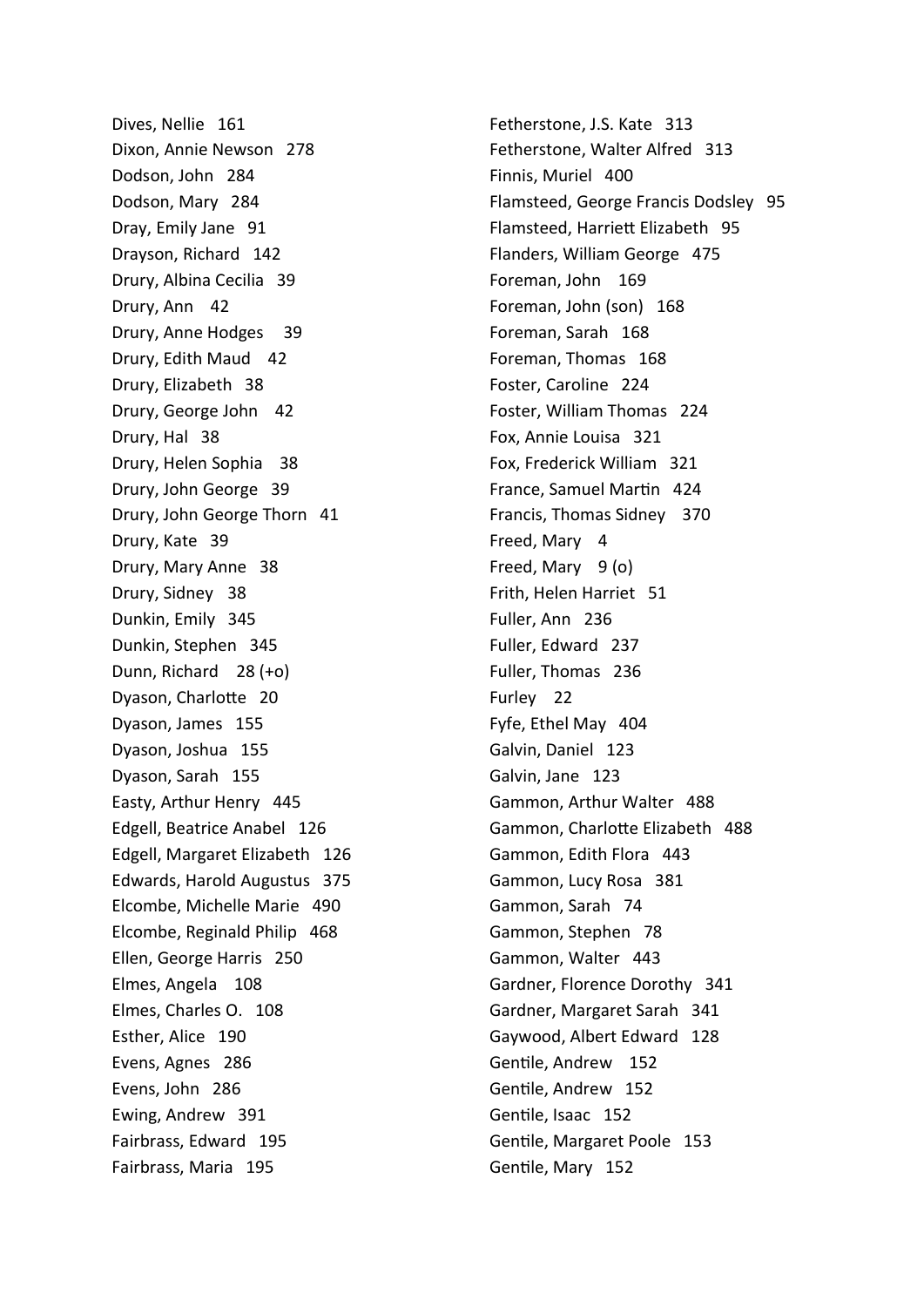Dives, Nellie 161
Dixon, Annie Newson 278
Dodson, John 284
Dodson, Mary 284
Dray, Emily Jane 91
Drayson, Richard 142
Drury, Albina Cecilia 39
Drury, Ann 42
Drury, Anne Hodges 39
Drury, Edith Maud 42
Drury, Elizabeth 38
Drury, George John 42
Drury, Hal 38
Drury, Helen Sophia 38
Drury, John George 39
Drury, John George Thorn 41
Drury, Kate 39
Drury, Mary Anne 38
Drury, Sidney 38
Dunkin, Emily 345
Dunkin, Stephen 345
Dunn, Richard 28 (+o)
Dyason, Charlotte 20
Dyason, James 155
Dyason, Joshua 155
Dyason, Sarah 155
Easty, Arthur Henry 445
Edgell, Beatrice Anabel 126
Edgell, Margaret Elizabeth 126
Edwards, Harold Augustus 375
Elcombe, Michelle Marie 490
Elcombe, Reginald Philip 468
Ellen, George Harris 250
Elmes, Angela 108
Elmes, Charles O. 108
Esther, Alice 190
Evens, Agnes 286
Evens, John 286
Ewing, Andrew 391
Fairbrass, Edward 195
Fairbrass, Maria 195
Fetherstone, J.S. Kate 313
Fetherstone, Walter Alfred 313
Finnis, Muriel 400
Flamsteed, George Francis Dodsley 95
Flamsteed, Harriett Elizabeth 95
Flanders, William George 475
Foreman, John 169
Foreman, John (son) 168
Foreman, Sarah 168
Foreman, Thomas 168
Foster, Caroline 224
Foster, William Thomas 224
Fox, Annie Louisa 321
Fox, Frederick William 321
France, Samuel Martin 424
Francis, Thomas Sidney 370
Freed, Mary 4
Freed, Mary 9 (o)
Frith, Helen Harriet 51
Fuller, Ann 236
Fuller, Edward 237
Fuller, Thomas 236
Furley 22
Fyfe, Ethel May 404
Galvin, Daniel 123
Galvin, Jane 123
Gammon, Arthur Walter 488
Gammon, Charlotte Elizabeth 488
Gammon, Edith Flora 443
Gammon, Lucy Rosa 381
Gammon, Sarah 74
Gammon, Stephen 78
Gammon, Walter 443
Gardner, Florence Dorothy 341
Gardner, Margaret Sarah 341
Gaywood, Albert Edward 128
Gentile, Andrew 152
Gentile, Andrew 152
Gentile, Isaac 152
Gentile, Margaret Poole 153
Gentile, Mary 152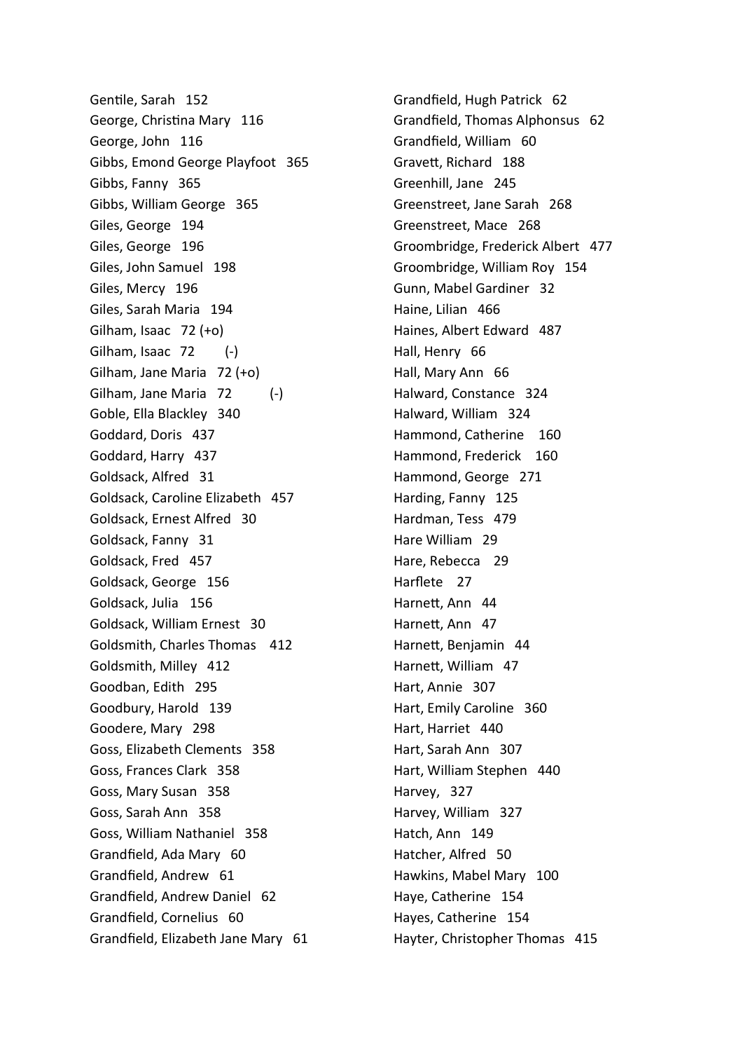Gentile, Sarah 152
George, Christina Mary 116
George, John 116
Gibbs, Emond George Playfoot 365
Gibbs, Fanny 365
Gibbs, William George 365
Giles, George 194
Giles, George 196
Giles, John Samuel 198
Giles, Mercy 196
Giles, Sarah Maria 194
Gilham, Isaac 72 (+o)
Gilham, Isaac 72 (-)
Gilham, Jane Maria 72 (+o)
Gilham, Jane Maria 72 (-)
Goble, Ella Blackley 340
Goddard, Doris 437
Goddard, Harry 437
Goldsack, Alfred 31
Goldsack, Caroline Elizabeth 457
Goldsack, Ernest Alfred 30
Goldsack, Fanny 31
Goldsack, Fred 457
Goldsack, George 156
Goldsack, Julia 156
Goldsack, William Ernest 30
Goldsmith, Charles Thomas 412
Goldsmith, Milley 412
Goodban, Edith 295
Goodbury, Harold 139
Goodere, Mary 298
Goss, Elizabeth Clements 358
Goss, Frances Clark 358
Goss, Mary Susan 358
Goss, Sarah Ann 358
Goss, William Nathaniel 358
Grandfield, Ada Mary 60
Grandfield, Andrew 61
Grandfield, Andrew Daniel 62
Grandfield, Cornelius 60
Grandfield, Elizabeth Jane Mary 61
Grandfield, Hugh Patrick 62
Grandfield, Thomas Alphonsus 62
Grandfield, William 60
Gravett, Richard 188
Greenhill, Jane 245
Greenstreet, Jane Sarah 268
Greenstreet, Mace 268
Groombridge, Frederick Albert 477
Groombridge, William Roy 154
Gunn, Mabel Gardiner 32
Haine, Lilian 466
Haines, Albert Edward 487
Hall, Henry 66
Hall, Mary Ann 66
Halward, Constance 324
Halward, William 324
Hammond, Catherine 160
Hammond, Frederick 160
Hammond, George 271
Harding, Fanny 125
Hardman, Tess 479
Hare William 29
Hare, Rebecca 29
Harflete 27
Harnett, Ann 44
Harnett, Ann 47
Harnett, Benjamin 44
Harnett, William 47
Hart, Annie 307
Hart, Emily Caroline 360
Hart, Harriet 440
Hart, Sarah Ann 307
Hart, William Stephen 440
Harvey, 327
Harvey, William 327
Hatch, Ann 149
Hatcher, Alfred 50
Hawkins, Mabel Mary 100
Haye, Catherine 154
Hayes, Catherine 154
Hayter, Christopher Thomas 415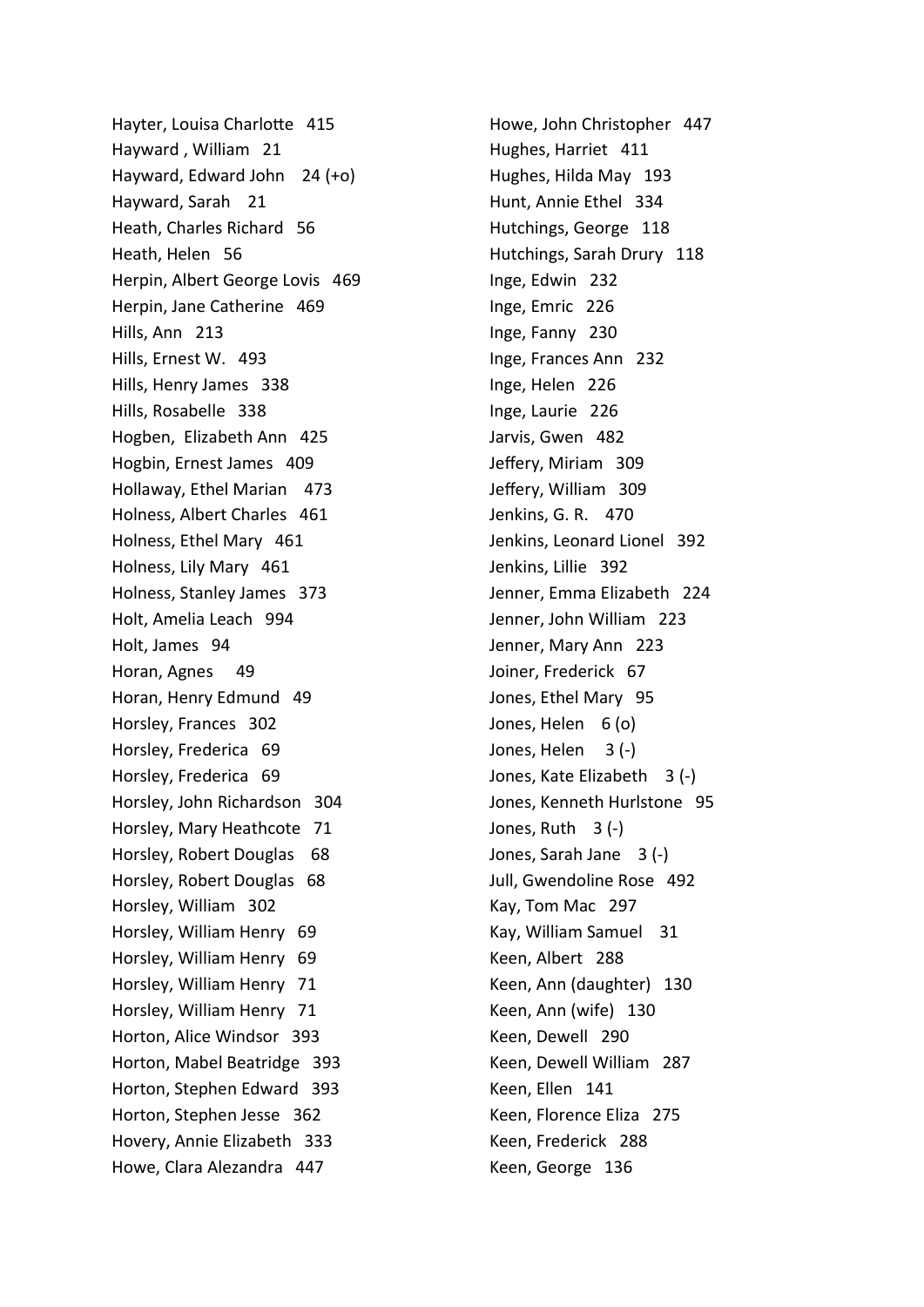Hayter, Louisa Charlotte 415
Hayward , William 21
Hayward, Edward John 24 (+o)
Hayward, Sarah 21
Heath, Charles Richard 56
Heath, Helen 56
Herpin, Albert George Lovis 469
Herpin, Jane Catherine 469
Hills, Ann 213
Hills, Ernest W. 493
Hills, Henry James 338
Hills, Rosabelle 338
Hogben, Elizabeth Ann 425
Hogbin, Ernest James 409
Hollaway, Ethel Marian 473
Holness, Albert Charles 461
Holness, Ethel Mary 461
Holness, Lily Mary 461
Holness, Stanley James 373
Holt, Amelia Leach 994
Holt, James 94
Horan, Agnes 49
Horan, Henry Edmund 49
Horsley, Frances 302
Horsley, Frederica 69
Horsley, Frederica 69
Horsley, John Richardson 304
Horsley, Mary Heathcote 71
Horsley, Robert Douglas 68
Horsley, Robert Douglas 68
Horsley, William 302
Horsley, William Henry 69
Horsley, William Henry 69
Horsley, William Henry 71
Horsley, William Henry 71
Horton, Alice Windsor 393
Horton, Mabel Beatridge 393
Horton, Stephen Edward 393
Horton, Stephen Jesse 362
Hovery, Annie Elizabeth 333
Howe, Clara Alezandra 447
Howe, John Christopher 447
Hughes, Harriet 411
Hughes, Hilda May 193
Hunt, Annie Ethel 334
Hutchings, George 118
Hutchings, Sarah Drury 118
Inge, Edwin 232
Inge, Emric 226
Inge, Fanny 230
Inge, Frances Ann 232
Inge, Helen 226
Inge, Laurie 226
Jarvis, Gwen 482
Jeffery, Miriam 309
Jeffery, William 309
Jenkins, G. R. 470
Jenkins, Leonard Lionel 392
Jenkins, Lillie 392
Jenner, Emma Elizabeth 224
Jenner, John William 223
Jenner, Mary Ann 223
Joiner, Frederick 67
Jones, Ethel Mary 95
Jones, Helen 6 (o)
Jones, Helen 3 (-)
Jones, Kate Elizabeth 3 (-)
Jones, Kenneth Hurlstone 95
Jones, Ruth 3 (-)
Jones, Sarah Jane 3 (-)
Jull, Gwendoline Rose 492
Kay, Tom Mac 297
Kay, William Samuel 31
Keen, Albert 288
Keen, Ann (daughter) 130
Keen, Ann (wife) 130
Keen, Dewell 290
Keen, Dewell William 287
Keen, Ellen 141
Keen, Florence Eliza 275
Keen, Frederick 288
Keen, George 136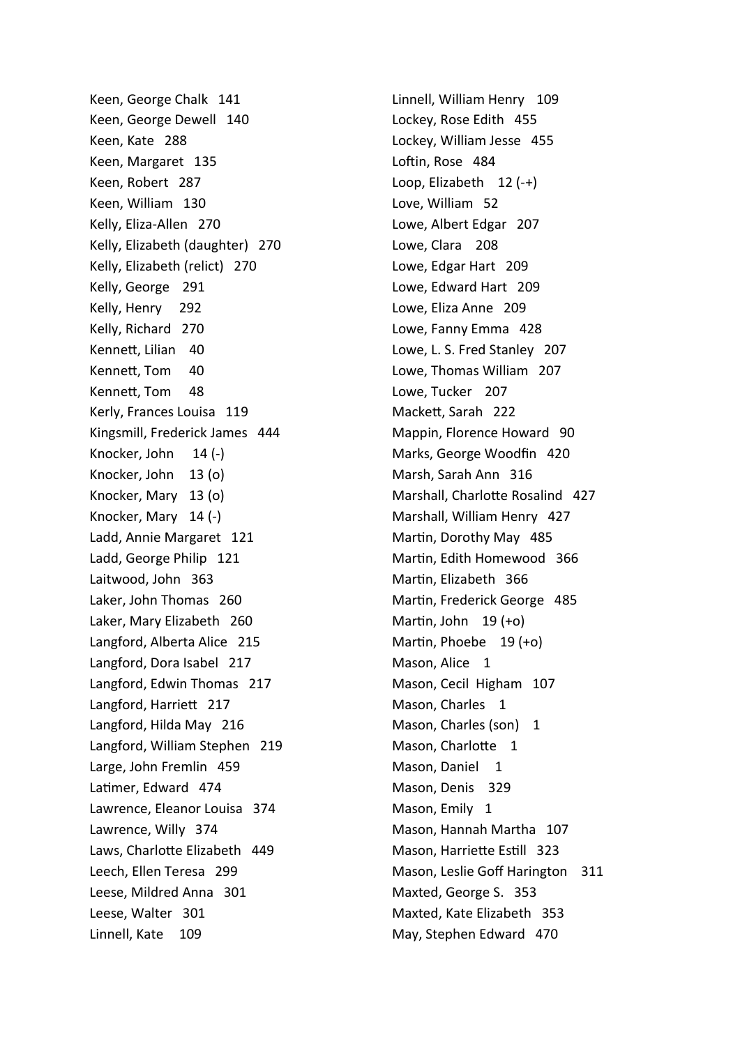Keen, George Chalk 141
Keen, George Dewell 140
Keen, Kate 288
Keen, Margaret 135
Keen, Robert 287
Keen, William 130
Kelly, Eliza-Allen 270
Kelly, Elizabeth (daughter) 270
Kelly, Elizabeth (relict) 270
Kelly, George 291
Kelly, Henry 292
Kelly, Richard 270
Kennett, Lilian 40
Kennett, Tom 40
Kennett, Tom 48
Kerly, Frances Louisa 119
Kingsmill, Frederick James 444
Knocker, John 14 (-)
Knocker, John 13 (o)
Knocker, Mary 13 (o)
Knocker, Mary 14 (-)
Ladd, Annie Margaret 121
Ladd, George Philip 121
Laitwood, John 363
Laker, John Thomas 260
Laker, Mary Elizabeth 260
Langford, Alberta Alice 215
Langford, Dora Isabel 217
Langford, Edwin Thomas 217
Langford, Harriett 217
Langford, Hilda May 216
Langford, William Stephen 219
Large, John Fremlin 459
Latimer, Edward 474
Lawrence, Eleanor Louisa 374
Lawrence, Willy 374
Laws, Charlotte Elizabeth 449
Leech, Ellen Teresa 299
Leese, Mildred Anna 301
Leese, Walter 301
Linnell, Kate 109
Linnell, William Henry 109
Lockey, Rose Edith 455
Lockey, William Jesse 455
Loftin, Rose 484
Loop, Elizabeth 12 (-+)
Love, William 52
Lowe, Albert Edgar 207
Lowe, Clara 208
Lowe, Edgar Hart 209
Lowe, Edward Hart 209
Lowe, Eliza Anne 209
Lowe, Fanny Emma 428
Lowe, L. S. Fred Stanley 207
Lowe, Thomas William 207
Lowe, Tucker 207
Mackett, Sarah 222
Mappin, Florence Howard 90
Marks, George Woodfin 420
Marsh, Sarah Ann 316
Marshall, Charlotte Rosalind 427
Marshall, William Henry 427
Martin, Dorothy May 485
Martin, Edith Homewood 366
Martin, Elizabeth 366
Martin, Frederick George 485
Martin, John 19 (+o)
Martin, Phoebe 19 (+o)
Mason, Alice 1
Mason, Cecil Higham 107
Mason, Charles 1
Mason, Charles (son) 1
Mason, Charlotte 1
Mason, Daniel 1
Mason, Denis 329
Mason, Emily 1
Mason, Hannah Martha 107
Mason, Harriette Estill 323
Mason, Leslie Goff Harington 311
Maxted, George S. 353
Maxted, Kate Elizabeth 353
May, Stephen Edward 470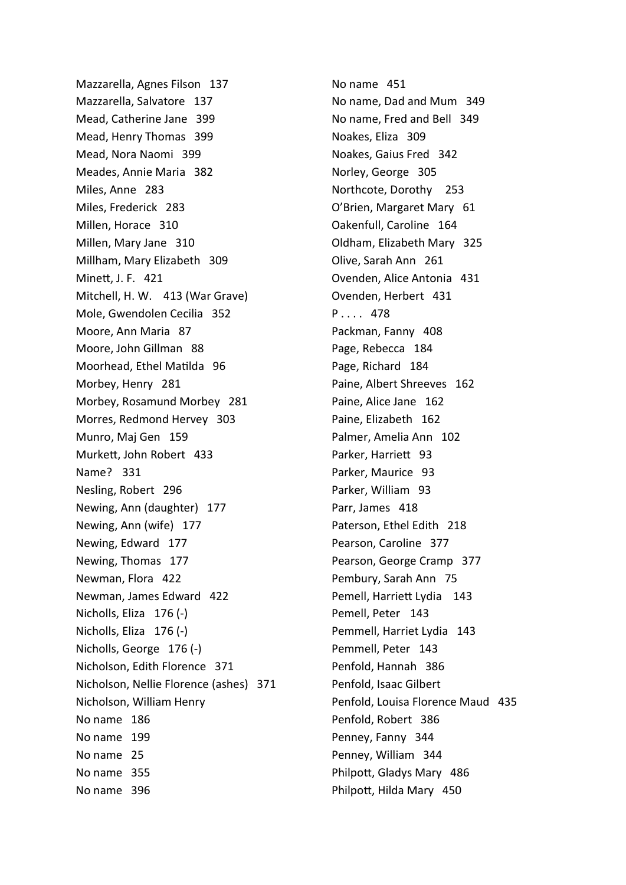Mazzarella, Agnes Filson 137
Mazzarella, Salvatore 137
Mead, Catherine Jane 399
Mead, Henry Thomas 399
Mead, Nora Naomi 399
Meades, Annie Maria 382
Miles, Anne 283
Miles, Frederick 283
Millen, Horace 310
Millen, Mary Jane 310
Millham, Mary Elizabeth 309
Minett, J. F. 421
Mitchell, H. W. 413 (War Grave)
Mole, Gwendolen Cecilia 352
Moore, Ann Maria 87
Moore, John Gillman 88
Moorhead, Ethel Matilda 96
Morbey, Henry 281
Morbey, Rosamund Morbey 281
Morres, Redmond Hervey 303
Munro, Maj Gen 159
Murkett, John Robert 433
Name? 331
Nesling, Robert 296
Newing, Ann (daughter) 177
Newing, Ann (wife) 177
Newing, Edward 177
Newing, Thomas 177
Newman, Flora 422
Newman, James Edward 422
Nicholls, Eliza 176 (-)
Nicholls, Eliza 176 (-)
Nicholls, George 176 (-)
Nicholson, Edith Florence 371
Nicholson, Nellie Florence (ashes) 371
Nicholson, William Henry
No name 186
No name 199
No name 25
No name 355
No name 396
No name 451
No name, Dad and Mum 349
No name, Fred and Bell 349
Noakes, Eliza 309
Noakes, Gaius Fred 342
Norley, George 305
Northcote, Dorothy 253
O'Brien, Margaret Mary 61
Oakenfull, Caroline 164
Oldham, Elizabeth Mary 325
Olive, Sarah Ann 261
Ovenden, Alice Antonia 431
Ovenden, Herbert 431
P . . . . 478
Packman, Fanny 408
Page, Rebecca 184
Page, Richard 184
Paine, Albert Shreeves 162
Paine, Alice Jane 162
Paine, Elizabeth 162
Palmer, Amelia Ann 102
Parker, Harriett 93
Parker, Maurice 93
Parker, William 93
Parr, James 418
Paterson, Ethel Edith 218
Pearson, Caroline 377
Pearson, George Cramp 377
Pembury, Sarah Ann 75
Pemell, Harriett Lydia 143
Pemell, Peter 143
Pemmell, Harriet Lydia 143
Pemmell, Peter 143
Penfold, Hannah 386
Penfold, Isaac Gilbert
Penfold, Louisa Florence Maud 435
Penfold, Robert 386
Penney, Fanny 344
Penney, William 344
Philpott, Gladys Mary 486
Philpott, Hilda Mary 450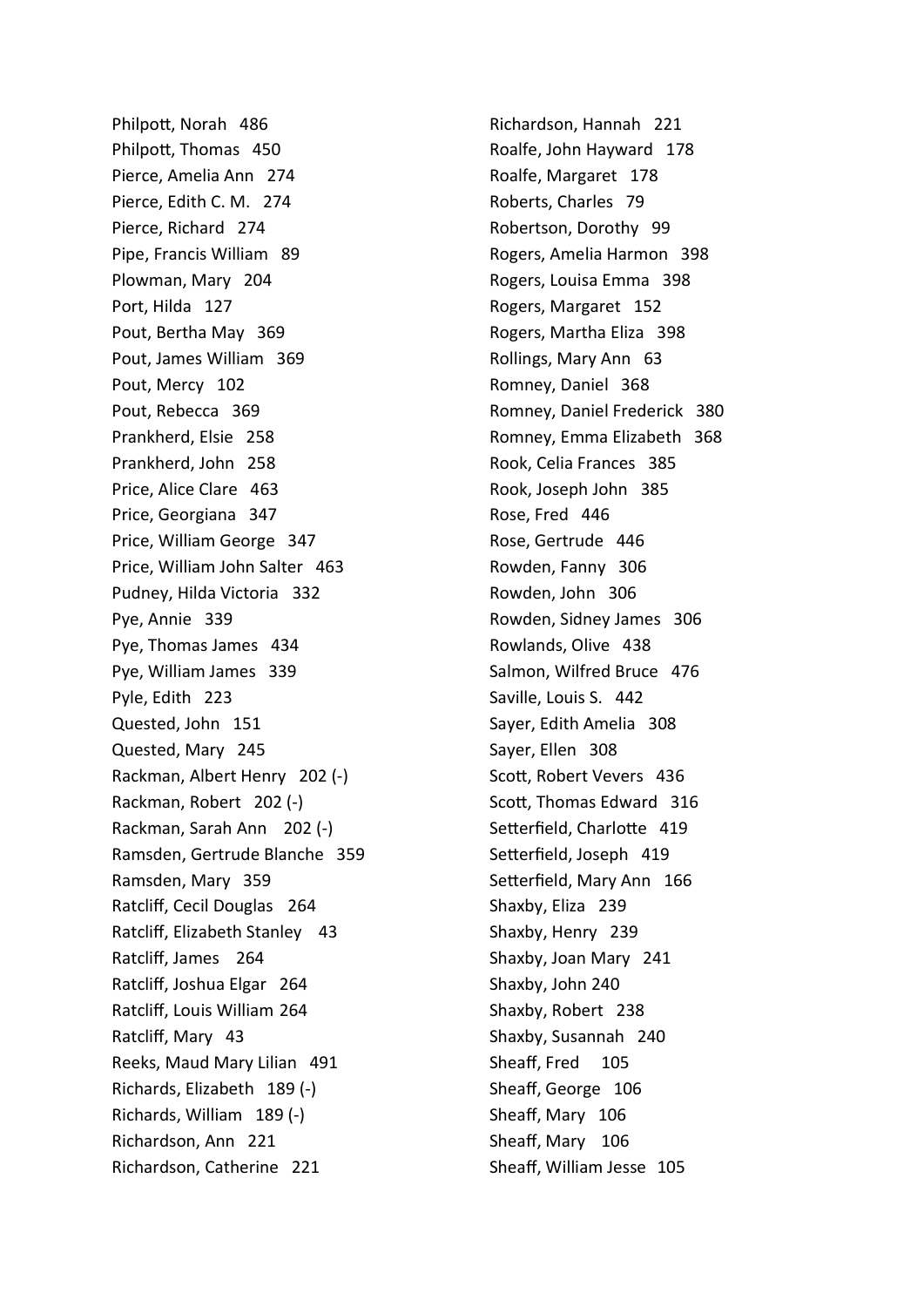Philpott, Norah 486
Philpott, Thomas 450
Pierce, Amelia Ann 274
Pierce, Edith C. M. 274
Pierce, Richard 274
Pipe, Francis William 89
Plowman, Mary 204
Port, Hilda 127
Pout, Bertha May 369
Pout, James William 369
Pout, Mercy 102
Pout, Rebecca 369
Prankherd, Elsie 258
Prankherd, John 258
Price, Alice Clare 463
Price, Georgiana 347
Price, William George 347
Price, William John Salter 463
Pudney, Hilda Victoria 332
Pye, Annie 339
Pye, Thomas James 434
Pye, William James 339
Pyle, Edith 223
Quested, John 151
Quested, Mary 245
Rackman, Albert Henry 202 (-)
Rackman, Robert 202 (-)
Rackman, Sarah Ann 202 (-)
Ramsden, Gertrude Blanche 359
Ramsden, Mary 359
Ratcliff, Cecil Douglas 264
Ratcliff, Elizabeth Stanley 43
Ratcliff, James 264
Ratcliff, Joshua Elgar 264
Ratcliff, Louis William 264
Ratcliff, Mary 43
Reeks, Maud Mary Lilian 491
Richards, Elizabeth 189 (-)
Richards, William 189 (-)
Richardson, Ann 221
Richardson, Catherine 221
Richardson, Hannah 221
Roalfe, John Hayward 178
Roalfe, Margaret 178
Roberts, Charles 79
Robertson, Dorothy 99
Rogers, Amelia Harmon 398
Rogers, Louisa Emma 398
Rogers, Margaret 152
Rogers, Martha Eliza 398
Rollings, Mary Ann 63
Romney, Daniel 368
Romney, Daniel Frederick 380
Romney, Emma Elizabeth 368
Rook, Celia Frances 385
Rook, Joseph John 385
Rose, Fred 446
Rose, Gertrude 446
Rowden, Fanny 306
Rowden, John 306
Rowden, Sidney James 306
Rowlands, Olive 438
Salmon, Wilfred Bruce 476
Saville, Louis S. 442
Sayer, Edith Amelia 308
Sayer, Ellen 308
Scott, Robert Vevers 436
Scott, Thomas Edward 316
Setterfield, Charlotte 419
Setterfield, Joseph 419
Setterfield, Mary Ann 166
Shaxby, Eliza 239
Shaxby, Henry 239
Shaxby, Joan Mary 241
Shaxby, John 240
Shaxby, Robert 238
Shaxby, Susannah 240
Sheaff, Fred 105
Sheaff, George 106
Sheaff, Mary 106
Sheaff, Mary 106
Sheaff, William Jesse 105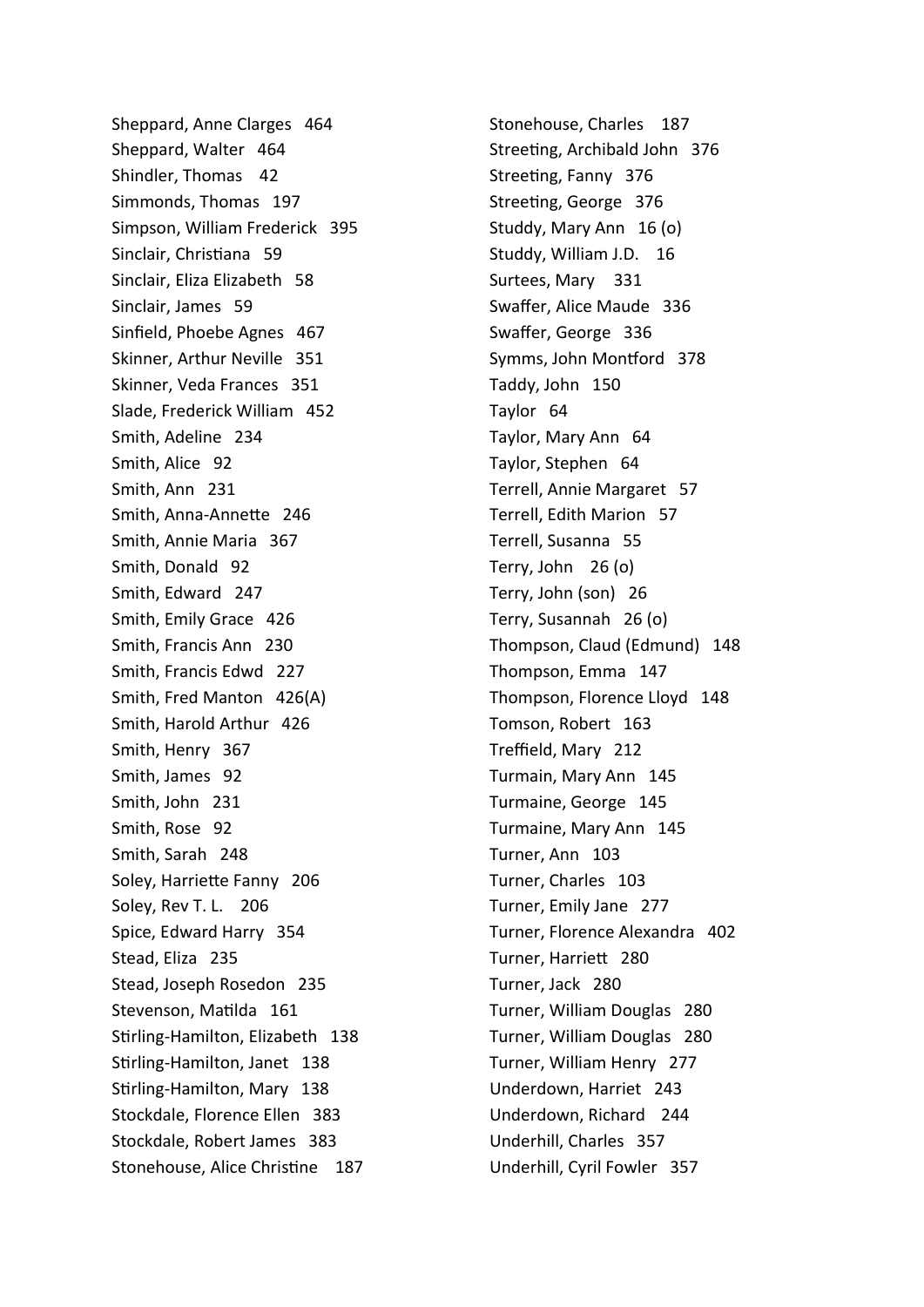Sheppard, Anne Clarges 464
Sheppard, Walter 464
Shindler, Thomas 42
Simmonds, Thomas 197
Simpson, William Frederick 395
Sinclair, Christiana 59
Sinclair, Eliza Elizabeth 58
Sinclair, James 59
Sinfield, Phoebe Agnes 467
Skinner, Arthur Neville 351
Skinner, Veda Frances 351
Slade, Frederick William 452
Smith, Adeline 234
Smith, Alice 92
Smith, Ann 231
Smith, Anna-Annette 246
Smith, Annie Maria 367
Smith, Donald 92
Smith, Edward 247
Smith, Emily Grace 426
Smith, Francis Ann 230
Smith, Francis Edwd 227
Smith, Fred Manton 426(A)
Smith, Harold Arthur 426
Smith, Henry 367
Smith, James 92
Smith, John 231
Smith, Rose 92
Smith, Sarah 248
Soley, Harriette Fanny 206
Soley, Rev T. L. 206
Spice, Edward Harry 354
Stead, Eliza 235
Stead, Joseph Rosedon 235
Stevenson, Matilda 161
Stirling-Hamilton, Elizabeth 138
Stirling-Hamilton, Janet 138
Stirling-Hamilton, Mary 138
Stockdale, Florence Ellen 383
Stockdale, Robert James 383
Stonehouse, Alice Christine 187
Stonehouse, Charles 187
Streeting, Archibald John 376
Streeting, Fanny 376
Streeting, George 376
Studdy, Mary Ann 16 (o)
Studdy, William J.D. 16
Surtees, Mary 331
Swaffer, Alice Maude 336
Swaffer, George 336
Symms, John Montford 378
Taddy, John 150
Taylor 64
Taylor, Mary Ann 64
Taylor, Stephen 64
Terrell, Annie Margaret 57
Terrell, Edith Marion 57
Terrell, Susanna 55
Terry, John 26 (o)
Terry, John (son) 26
Terry, Susannah 26 (o)
Thompson, Claud (Edmund) 148
Thompson, Emma 147
Thompson, Florence Lloyd 148
Tomson, Robert 163
Treffield, Mary 212
Turmain, Mary Ann 145
Turmaine, George 145
Turmaine, Mary Ann 145
Turner, Ann 103
Turner, Charles 103
Turner, Emily Jane 277
Turner, Florence Alexandra 402
Turner, Harriett 280
Turner, Jack 280
Turner, William Douglas 280
Turner, William Douglas 280
Turner, William Henry 277
Underdown, Harriet 243
Underdown, Richard 244
Underhill, Charles 357
Underhill, Cyril Fowler 357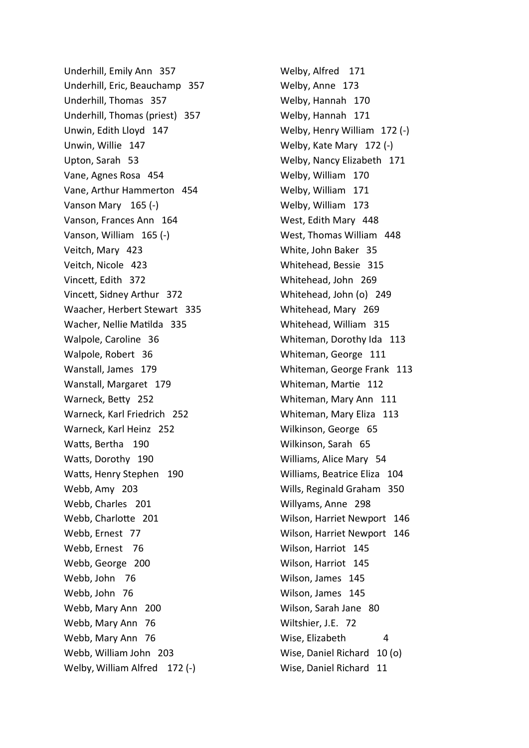Underhill, Emily Ann 357
Underhill, Eric, Beauchamp 357
Underhill, Thomas 357
Underhill, Thomas (priest) 357
Unwin, Edith Lloyd 147
Unwin, Willie 147
Upton, Sarah 53
Vane, Agnes Rosa 454
Vane, Arthur Hammerton 454
Vanson Mary 165 (-)
Vanson, Frances Ann 164
Vanson, William 165 (-)
Veitch, Mary 423
Veitch, Nicole 423
Vincett, Edith 372
Vincett, Sidney Arthur 372
Waacher, Herbert Stewart 335
Wacher, Nellie Matilda 335
Walpole, Caroline 36
Walpole, Robert 36
Wanstall, James 179
Wanstall, Margaret 179
Warneck, Betty 252
Warneck, Karl Friedrich 252
Warneck, Karl Heinz 252
Watts, Bertha 190
Watts, Dorothy 190
Watts, Henry Stephen 190
Webb, Amy 203
Webb, Charles 201
Webb, Charlotte 201
Webb, Ernest 77
Webb, Ernest 76
Webb, George 200
Webb, John 76
Webb, John 76
Webb, Mary Ann 200
Webb, Mary Ann 76
Webb, Mary Ann 76
Webb, William John 203
Welby, William Alfred 172 (-)
Welby, Alfred 171
Welby, Anne 173
Welby, Hannah 170
Welby, Hannah 171
Welby, Henry William 172 (-)
Welby, Kate Mary 172 (-)
Welby, Nancy Elizabeth 171
Welby, William 170
Welby, William 171
Welby, William 173
West, Edith Mary 448
West, Thomas William 448
White, John Baker 35
Whitehead, Bessie 315
Whitehead, John 269
Whitehead, John (o) 249
Whitehead, Mary 269
Whitehead, William 315
Whiteman, Dorothy Ida 113
Whiteman, George 111
Whiteman, George Frank 113
Whiteman, Martie 112
Whiteman, Mary Ann 111
Whiteman, Mary Eliza 113
Wilkinson, George 65
Wilkinson, Sarah 65
Williams, Alice Mary 54
Williams, Beatrice Eliza 104
Wills, Reginald Graham 350
Willyams, Anne 298
Wilson, Harriet Newport 146
Wilson, Harriet Newport 146
Wilson, Harriot 145
Wilson, Harriot 145
Wilson, James 145
Wilson, James 145
Wilson, Sarah Jane 80
Wiltshier, J.E. 72
Wise, Elizabeth 4
Wise, Daniel Richard 10 (o)
Wise, Daniel Richard 11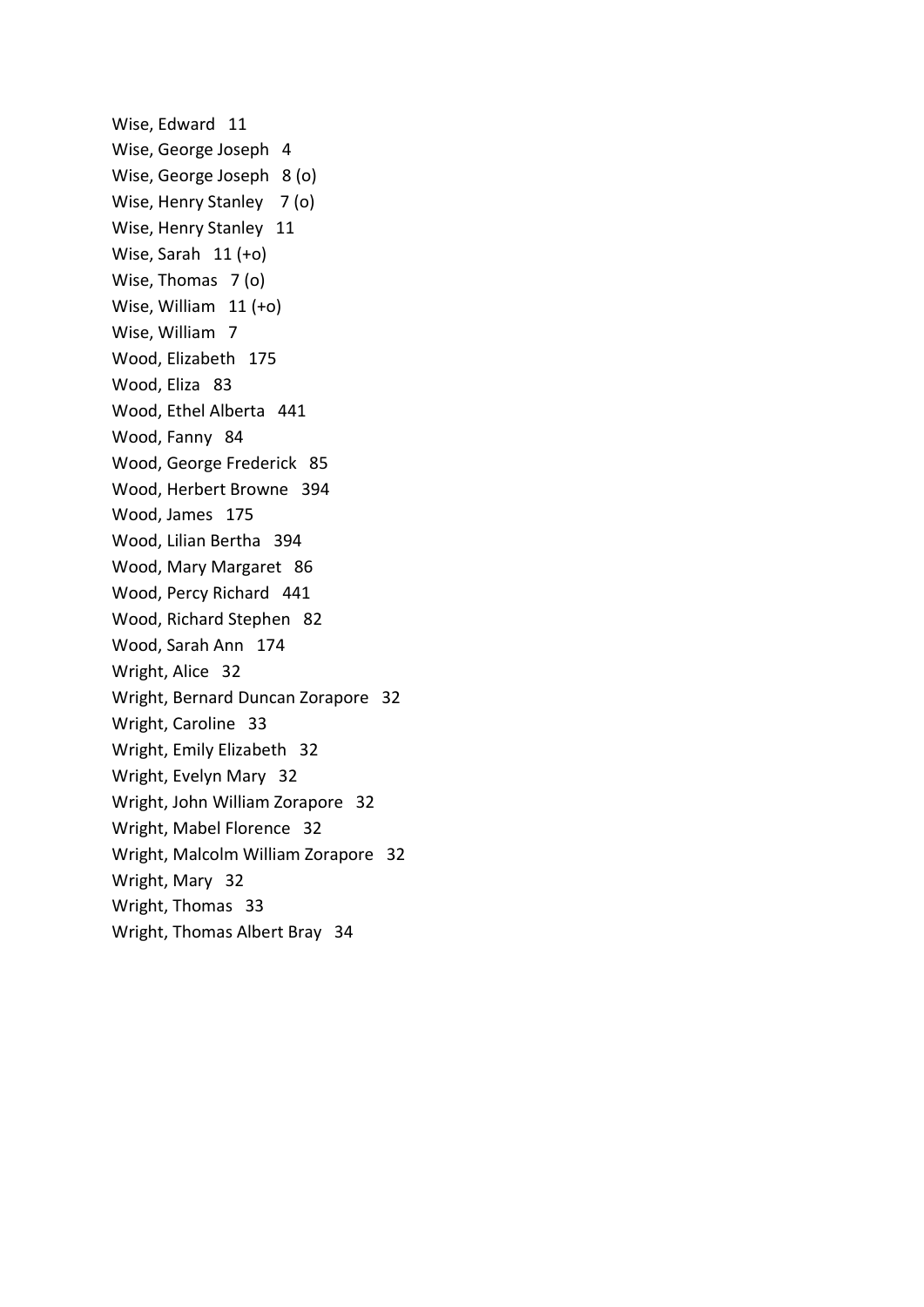Wise, Edward 11
Wise, George Joseph 4
Wise, George Joseph 8 (o)
Wise, Henry Stanley 7 (o)
Wise, Henry Stanley 11
Wise, Sarah 11 (+o)
Wise, Thomas 7 (o)
Wise, William 11 (+o)
Wise, William 7
Wood, Elizabeth 175
Wood, Eliza 83
Wood, Ethel Alberta 441
Wood, Fanny 84
Wood, George Frederick 85
Wood, Herbert Browne 394
Wood, James 175
Wood, Lilian Bertha 394
Wood, Mary Margaret 86
Wood, Percy Richard 441
Wood, Richard Stephen 82
Wood, Sarah Ann 174
Wright, Alice 32
Wright, Bernard Duncan Zorapore 32
Wright, Caroline 33
Wright, Emily Elizabeth 32
Wright, Evelyn Mary 32
Wright, John William Zorapore 32
Wright, Mabel Florence 32
Wright, Malcolm William Zorapore 32
Wright, Mary 32
Wright, Thomas 33
Wright, Thomas Albert Bray 34